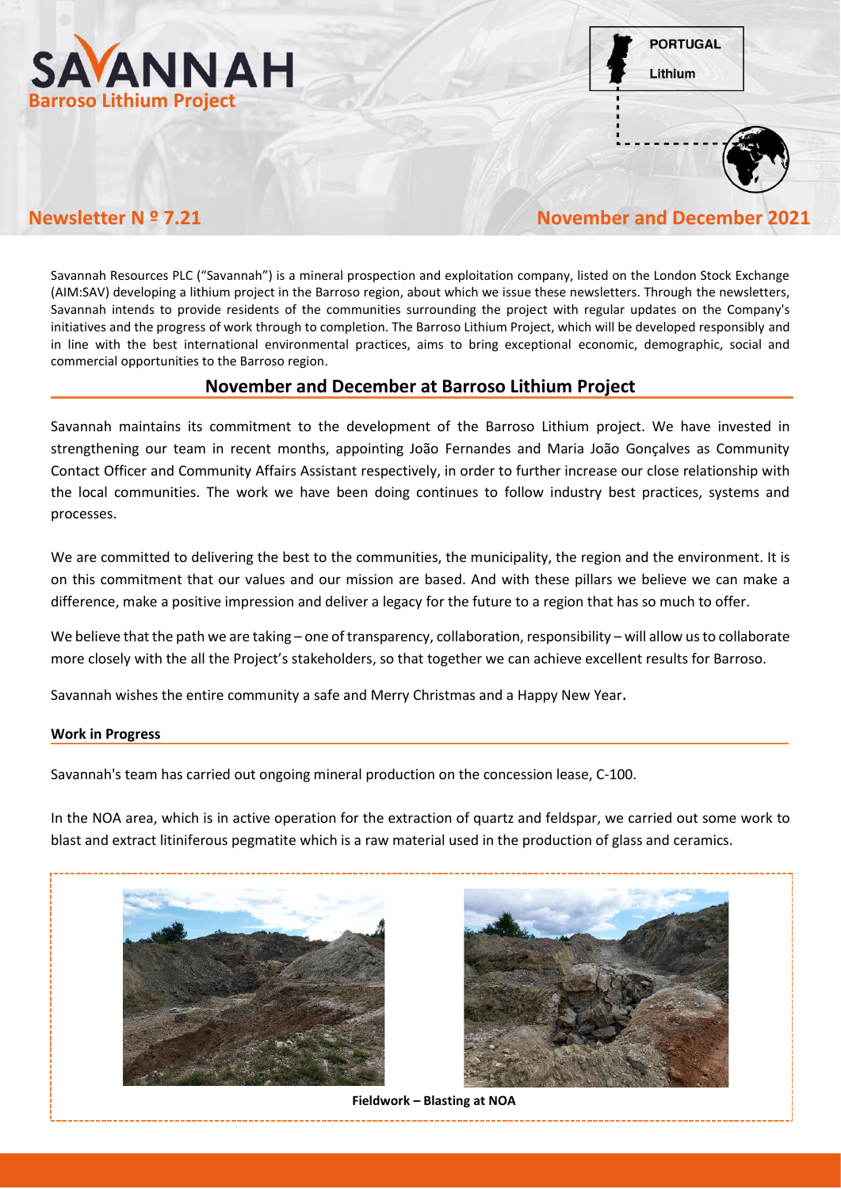# SAVANNAH
**Barroso Lithium Project**

PORTUGAL
Lithium

## Newsletter N º 7.21

## November and December 2021

Savannah Resources PLC ("Savannah") is a mineral prospection and exploitation company, listed on the London Stock Exchange (AIM:SAV) developing a lithium project in the Barroso region, about which we issue these newsletters. Through the newsletters, Savannah intends to provide residents of the communities surrounding the project with regular updates on the Company's initiatives and the progress of work through to completion. The Barroso Lithium Project, which will be developed responsibly and in line with the best international environmental practices, aims to bring exceptional economic, demographic, social and commercial opportunities to the Barroso region.

## November and December at Barroso Lithium Project

Savannah maintains its commitment to the development of the Barroso Lithium project. We have invested in strengthening our team in recent months, appointing João Fernandes and Maria João Gonçalves as Community Contact Officer and Community Affairs Assistant respectively, in order to further increase our close relationship with the local communities. The work we have been doing continues to follow industry best practices, systems and processes.

We are committed to delivering the best to the communities, the municipality, the region and the environment. It is on this commitment that our values and our mission are based. And with these pillars we believe we can make a difference, make a positive impression and deliver a legacy for the future to a region that has so much to offer.

We believe that the path we are taking – one of transparency, collaboration, responsibility – will allow us to collaborate more closely with the all the Project's stakeholders, so that together we can achieve excellent results for Barroso.

Savannah wishes the entire community a safe and Merry Christmas and a Happy New Year.

### Work in Progress

Savannah's team has carried out ongoing mineral production on the concession lease, C-100.

In the NOA area, which is in active operation for the extraction of quartz and feldspar, we carried out some work to blast and extract litiniferous pegmatite which is a raw material used in the production of glass and ceramics.

**Fieldwork – Blasting at NOA**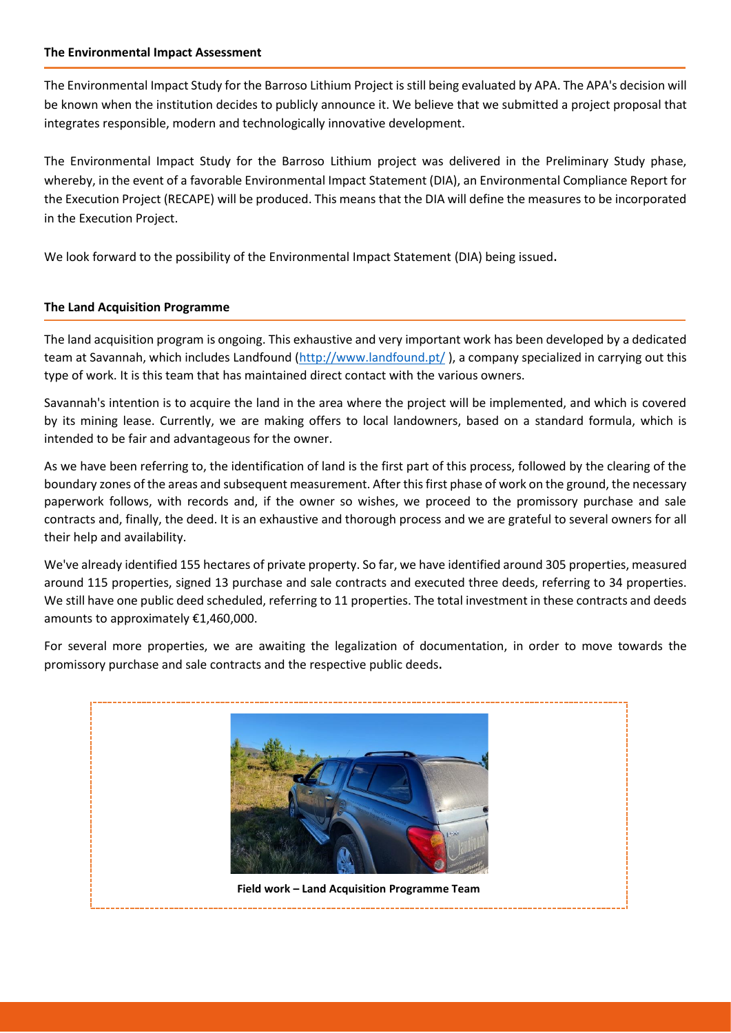## The Environmental Impact Assessment

The Environmental Impact Study for the Barroso Lithium Project is still being evaluated by APA. The APA's decision will be known when the institution decides to publicly announce it. We believe that we submitted a project proposal that integrates responsible, modern and technologically innovative development.

The Environmental Impact Study for the Barroso Lithium project was delivered in the Preliminary Study phase, whereby, in the event of a favorable Environmental Impact Statement (DIA), an Environmental Compliance Report for the Execution Project (RECAPE) will be produced. This means that the DIA will define the measures to be incorporated in the Execution Project.

We look forward to the possibility of the Environmental Impact Statement (DIA) being issued.

## The Land Acquisition Programme

The land acquisition program is ongoing. This exhaustive and very important work has been developed by a dedicated team at Savannah, which includes Landfound (http://www.landfound.pt/ ), a company specialized in carrying out this type of work. It is this team that has maintained direct contact with the various owners.

Savannah's intention is to acquire the land in the area where the project will be implemented, and which is covered by its mining lease. Currently, we are making offers to local landowners, based on a standard formula, which is intended to be fair and advantageous for the owner.

As we have been referring to, the identification of land is the first part of this process, followed by the clearing of the boundary zones of the areas and subsequent measurement. After this first phase of work on the ground, the necessary paperwork follows, with records and, if the owner so wishes, we proceed to the promissory purchase and sale contracts and, finally, the deed. It is an exhaustive and thorough process and we are grateful to several owners for all their help and availability.

We've already identified 155 hectares of private property. So far, we have identified around 305 properties, measured around 115 properties, signed 13 purchase and sale contracts and executed three deeds, referring to 34 properties. We still have one public deed scheduled, referring to 11 properties. The total investment in these contracts and deeds amounts to approximately €1,460,000.

For several more properties, we are awaiting the legalization of documentation, in order to move towards the promissory purchase and sale contracts and the respective public deeds.

**Field work – Land Acquisition Programme Team**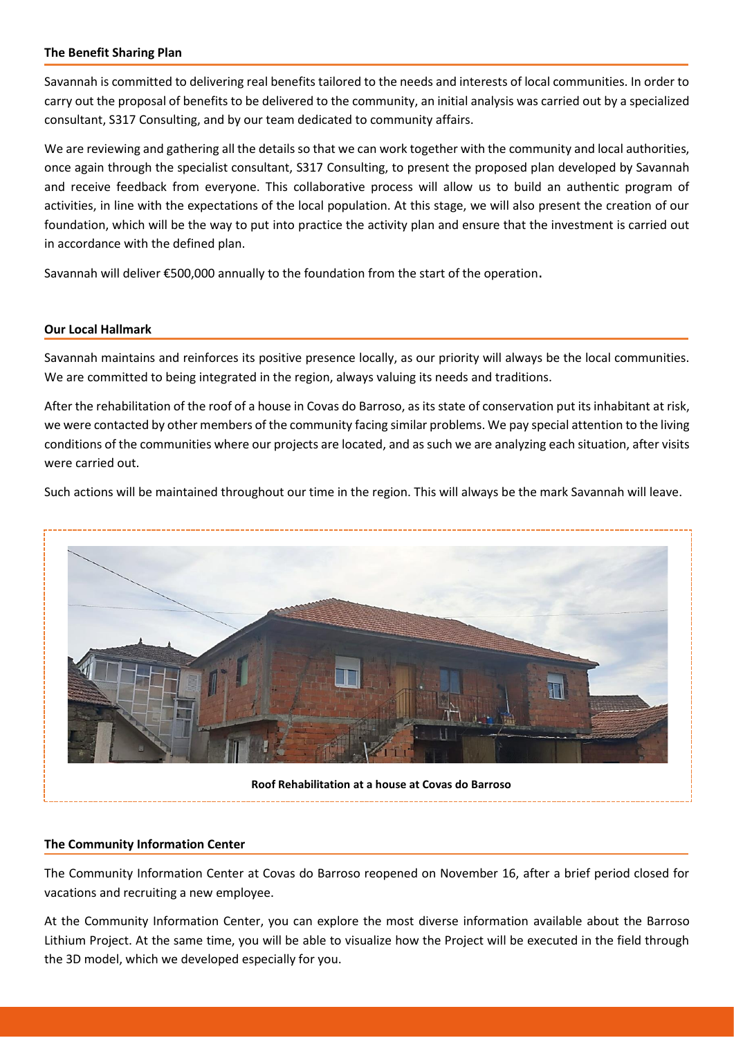## The Benefit Sharing Plan

Savannah is committed to delivering real benefits tailored to the needs and interests of local communities. In order to carry out the proposal of benefits to be delivered to the community, an initial analysis was carried out by a specialized consultant, S317 Consulting, and by our team dedicated to community affairs.

We are reviewing and gathering all the details so that we can work together with the community and local authorities, once again through the specialist consultant, S317 Consulting, to present the proposed plan developed by Savannah and receive feedback from everyone. This collaborative process will allow us to build an authentic program of activities, in line with the expectations of the local population. At this stage, we will also present the creation of our foundation, which will be the way to put into practice the activity plan and ensure that the investment is carried out in accordance with the defined plan.

Savannah will deliver €500,000 annually to the foundation from the start of the operation.

## Our Local Hallmark

Savannah maintains and reinforces its positive presence locally, as our priority will always be the local communities. We are committed to being integrated in the region, always valuing its needs and traditions.

After the rehabilitation of the roof of a house in Covas do Barroso, as its state of conservation put its inhabitant at risk, we were contacted by other members of the community facing similar problems. We pay special attention to the living conditions of the communities where our projects are located, and as such we are analyzing each situation, after visits were carried out.

Such actions will be maintained throughout our time in the region. This will always be the mark Savannah will leave.

**Roof Rehabilitation at a house at Covas do Barroso**

## The Community Information Center

The Community Information Center at Covas do Barroso reopened on November 16, after a brief period closed for vacations and recruiting a new employee.

At the Community Information Center, you can explore the most diverse information available about the Barroso Lithium Project. At the same time, you will be able to visualize how the Project will be executed in the field through the 3D model, which we developed especially for you.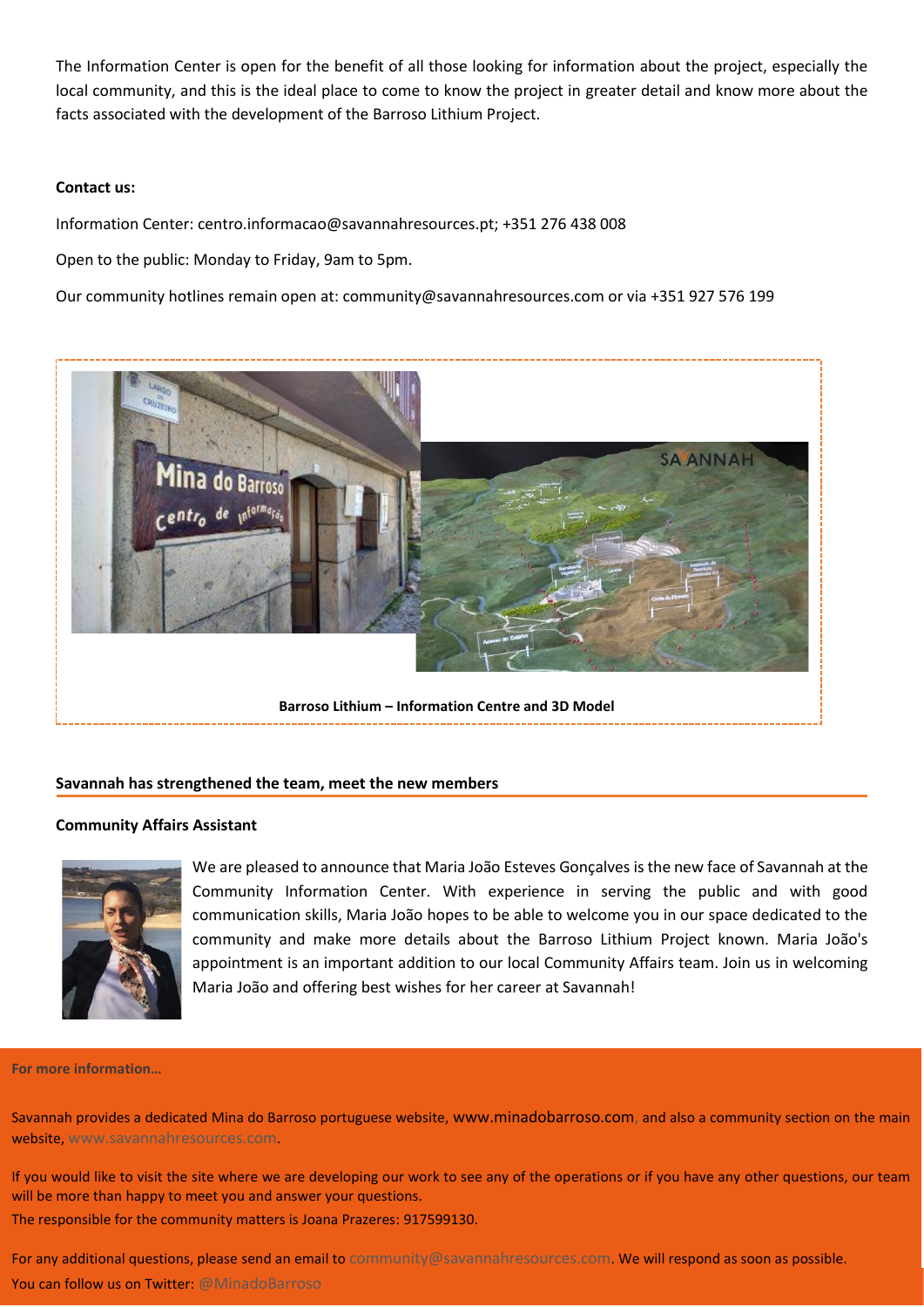The Information Center is open for the benefit of all those looking for information about the project, especially the local community, and this is the ideal place to come to know the project in greater detail and know more about the facts associated with the development of the Barroso Lithium Project.

**Contact us:**

Information Center: centro.informacao@savannahresources.pt; +351 276 438 008

Open to the public: Monday to Friday, 9am to 5pm.

Our community hotlines remain open at: community@savannahresources.com or via +351 927 576 199

**Barroso Lithium – Information Centre and 3D Model**

## Savannah has strengthened the team, meet the new members

### Community Affairs Assistant

We are pleased to announce that Maria João Esteves Gonçalves is the new face of Savannah at the Community Information Center. With experience in serving the public and with good communication skills, Maria João hopes to be able to welcome you in our space dedicated to the community and make more details about the Barroso Lithium Project known. Maria João's appointment is an important addition to our local Community Affairs team. Join us in welcoming Maria João and offering best wishes for her career at Savannah!

**For more information…**

Savannah provides a dedicated Mina do Barroso portuguese website, www.minadobarroso.com, and also a community section on the main website, www.savannahresources.com.

If you would like to visit the site where we are developing our work to see any of the operations or if you have any other questions, our team will be more than happy to meet you and answer your questions.
The responsible for the community matters is Joana Prazeres: 917599130.

For any additional questions, please send an email to community@savannahresources.com. We will respond as soon as possible.
You can follow us on Twitter: @MinadoBarroso